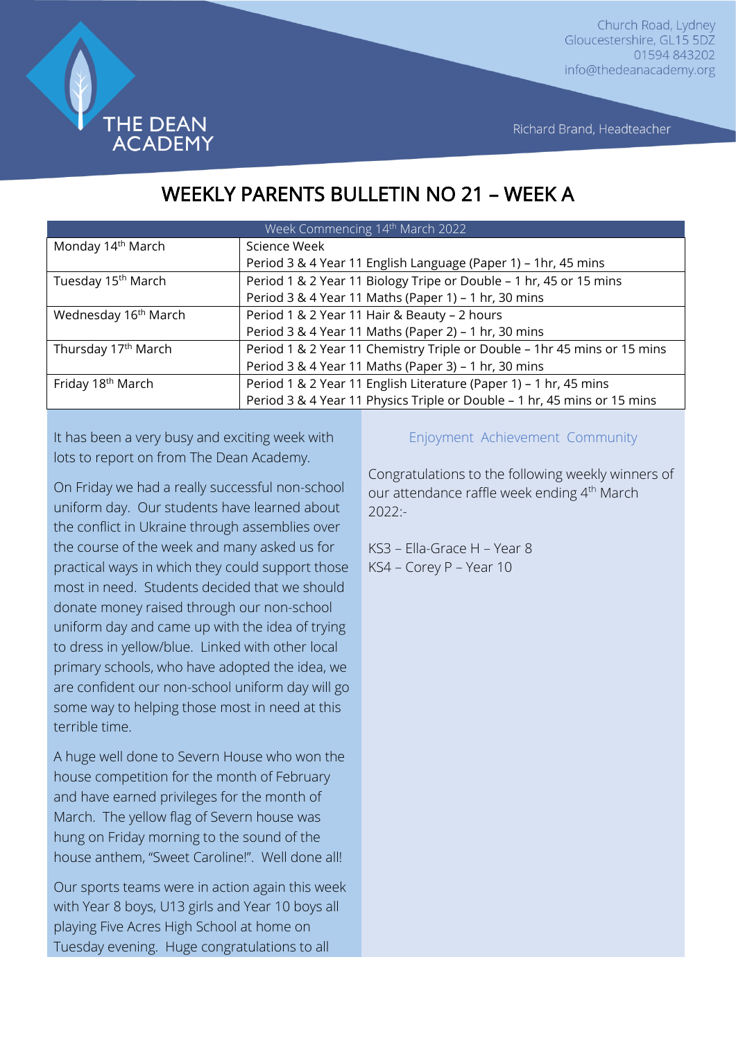THE DEAN ACADEMY

Church Road, Lydney
Gloucestershire, GL15 5DZ
01594 843202
info@thedeanacademy.org

Richard Brand, Headteacher

# WEEKLY PARENTS BULLETIN NO 21 – WEEK A

| Week Commencing 14th March 2022 | |
|---|---|
| Monday 14th March | Science Week<br>Period 3 & 4 Year 11 English Language (Paper 1) – 1hr, 45 mins |
| Tuesday 15th March | Period 1 & 2 Year 11 Biology Tripe or Double – 1 hr, 45 or 15 mins<br>Period 3 & 4 Year 11 Maths (Paper 1) – 1 hr, 30 mins |
| Wednesday 16th March | Period 1 & 2 Year 11 Hair & Beauty – 2 hours<br>Period 3 & 4 Year 11 Maths (Paper 2) – 1 hr, 30 mins |
| Thursday 17th March | Period 1 & 2 Year 11 Chemistry Triple or Double – 1hr 45 mins or 15 mins<br>Period 3 & 4 Year 11 Maths (Paper 3) – 1 hr, 30 mins |
| Friday 18th March | Period 1 & 2 Year 11 English Literature (Paper 1) – 1 hr, 45 mins<br>Period 3 & 4 Year 11 Physics Triple or Double – 1 hr, 45 mins or 15 mins |

It has been a very busy and exciting week with lots to report on from The Dean Academy.

On Friday we had a really successful non-school uniform day. Our students have learned about the conflict in Ukraine through assemblies over the course of the week and many asked us for practical ways in which they could support those most in need. Students decided that we should donate money raised through our non-school uniform day and came up with the idea of trying to dress in yellow/blue. Linked with other local primary schools, who have adopted the idea, we are confident our non-school uniform day will go some way to helping those most in need at this terrible time.

A huge well done to Severn House who won the house competition for the month of February and have earned privileges for the month of March. The yellow flag of Severn house was hung on Friday morning to the sound of the house anthem, "Sweet Caroline!". Well done all!

Our sports teams were in action again this week with Year 8 boys, U13 girls and Year 10 boys all playing Five Acres High School at home on Tuesday evening. Huge congratulations to all

Enjoyment Achievement Community

Congratulations to the following weekly winners of our attendance raffle week ending 4th March 2022:-

KS3 – Ella-Grace H – Year 8
KS4 – Corey P – Year 10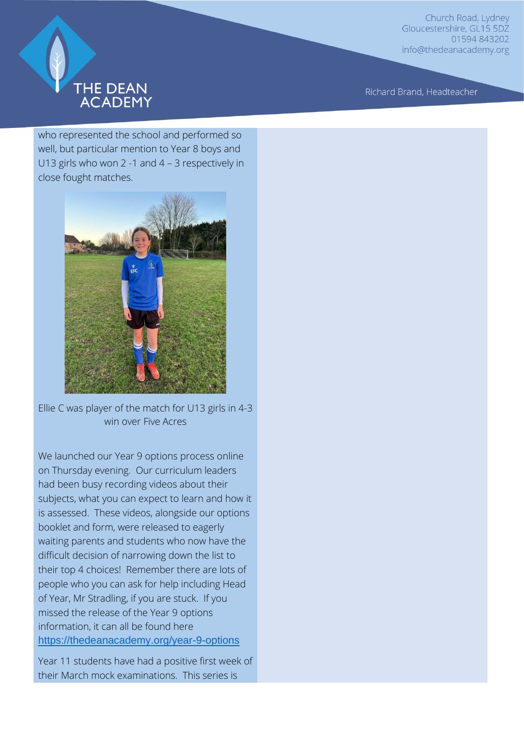who represented the school and performed so well, but particular mention to Year 8 boys and U13 girls who won 2 -1 and 4 – 3 respectively in close fought matches.

Ellie C was player of the match for U13 girls in 4-3 win over Five Acres

We launched our Year 9 options process online on Thursday evening. Our curriculum leaders had been busy recording videos about their subjects, what you can expect to learn and how it is assessed. These videos, alongside our options booklet and form, were released to eagerly waiting parents and students who now have the difficult decision of narrowing down the list to their top 4 choices! Remember there are lots of people who you can ask for help including Head of Year, Mr Stradling, if you are stuck. If you missed the release of the Year 9 options information, it can all be found here https://thedeanacademy.org/year-9-options

Year 11 students have had a positive first week of their March mock examinations. This series is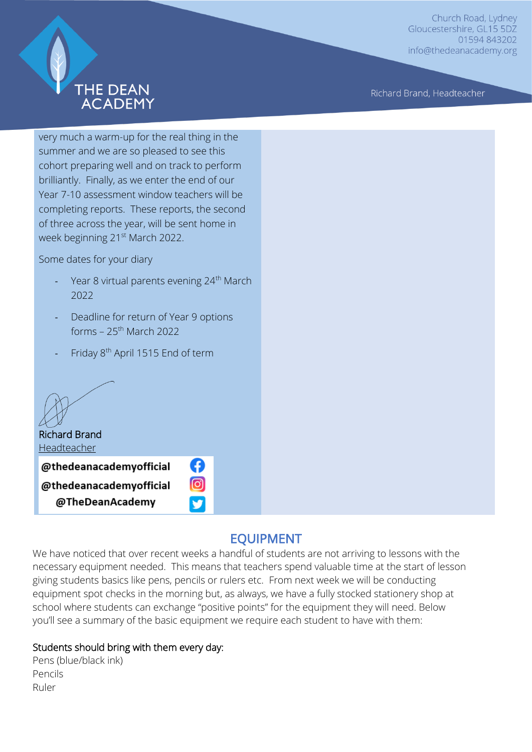very much a warm-up for the real thing in the summer and we are so pleased to see this cohort preparing well and on track to perform brilliantly. Finally, as we enter the end of our Year 7-10 assessment window teachers will be completing reports. These reports, the second of three across the year, will be sent home in week beginning 21st March 2022.

Some dates for your diary

- Year 8 virtual parents evening 24th March 2022
- Deadline for return of Year 9 options forms – 25th March 2022
- Friday 8th April 1515 End of term

Richard Brand
Headteacher

@thedeanacademyofficial
@thedeanacademyofficial
@TheDeanAcademy

## EQUIPMENT

We have noticed that over recent weeks a handful of students are not arriving to lessons with the necessary equipment needed. This means that teachers spend valuable time at the start of lesson giving students basics like pens, pencils or rulers etc. From next week we will be conducting equipment spot checks in the morning but, as always, we have a fully stocked stationery shop at school where students can exchange "positive points" for the equipment they will need. Below you'll see a summary of the basic equipment we require each student to have with them:

Students should bring with them every day:

Pens (blue/black ink)
Pencils
Ruler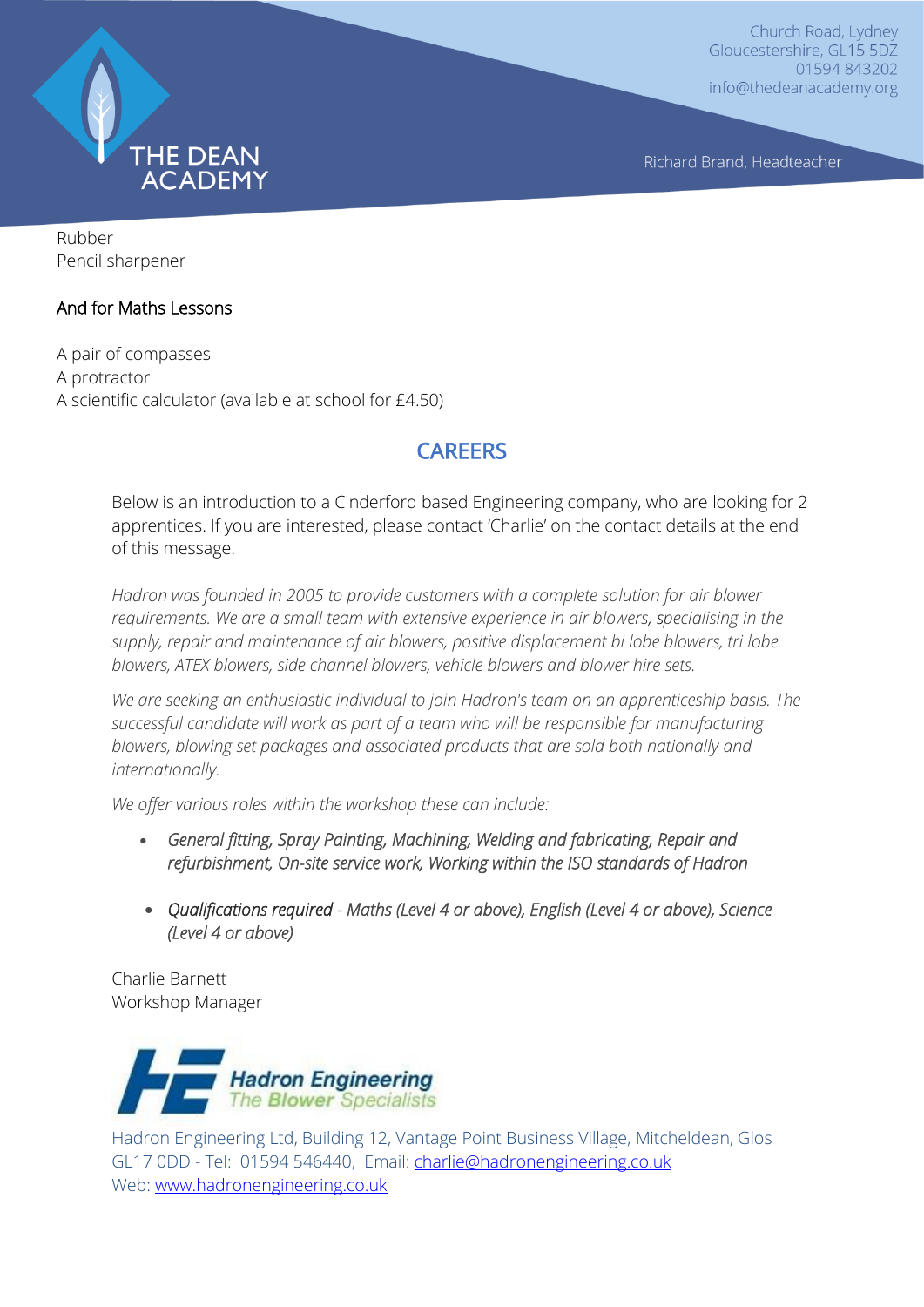Rubber
Pencil sharpener

And for Maths Lessons

A pair of compasses
A protractor
A scientific calculator (available at school for £4.50)

## CAREERS

Below is an introduction to a Cinderford based Engineering company, who are looking for 2 apprentices. If you are interested, please contact 'Charlie' on the contact details at the end of this message.

*Hadron was founded in 2005 to provide customers with a complete solution for air blower requirements. We are a small team with extensive experience in air blowers, specialising in the supply, repair and maintenance of air blowers, positive displacement bi lobe blowers, tri lobe blowers, ATEX blowers, side channel blowers, vehicle blowers and blower hire sets.*

*We are seeking an enthusiastic individual to join Hadron's team on an apprenticeship basis. The successful candidate will work as part of a team who will be responsible for manufacturing blowers, blowing set packages and associated products that are sold both nationally and internationally.*

*We offer various roles within the workshop these can include:*

- *General fitting, Spray Painting, Machining, Welding and fabricating, Repair and refurbishment, On-site service work, Working within the ISO standards of Hadron*
- *Qualifications required - Maths (Level 4 or above), English (Level 4 or above), Science (Level 4 or above)*

Charlie Barnett
Workshop Manager

**Hadron Engineering**
*The Blower Specialists*

Hadron Engineering Ltd, Building 12, Vantage Point Business Village, Mitcheldean, Glos GL17 0DD - Tel: 01594 546440, Email: charlie@hadronengineering.co.uk
Web: www.hadronengineering.co.uk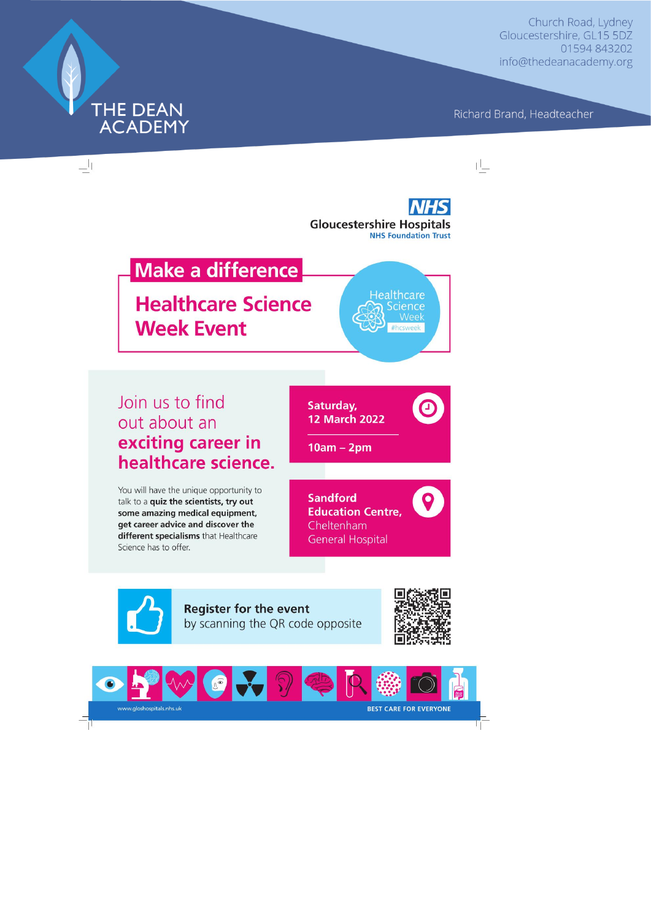THE DEAN ACADEMY

Church Road, Lydney
Gloucestershire, GL15 5DZ
01594 843202
info@thedeanacademy.org

Richard Brand, Headteacher

NHS
Gloucestershire Hospitals
NHS Foundation Trust

# Make a difference

## Healthcare Science Week Event

Healthcare Science Week #hcsweek

Join us to find out about an **exciting career in healthcare science.**

You will have the unique opportunity to talk to a **quiz the scientists, try out some amazing medical equipment, get career advice and discover the different specialisms** that Healthcare Science has to offer.

**Saturday, 12 March 2022**

**10am – 2pm**

**Sandford Education Centre,** Cheltenham General Hospital

**Register for the event** by scanning the QR code opposite

www.gloshospitals.nhs.uk

BEST CARE FOR EVERYONE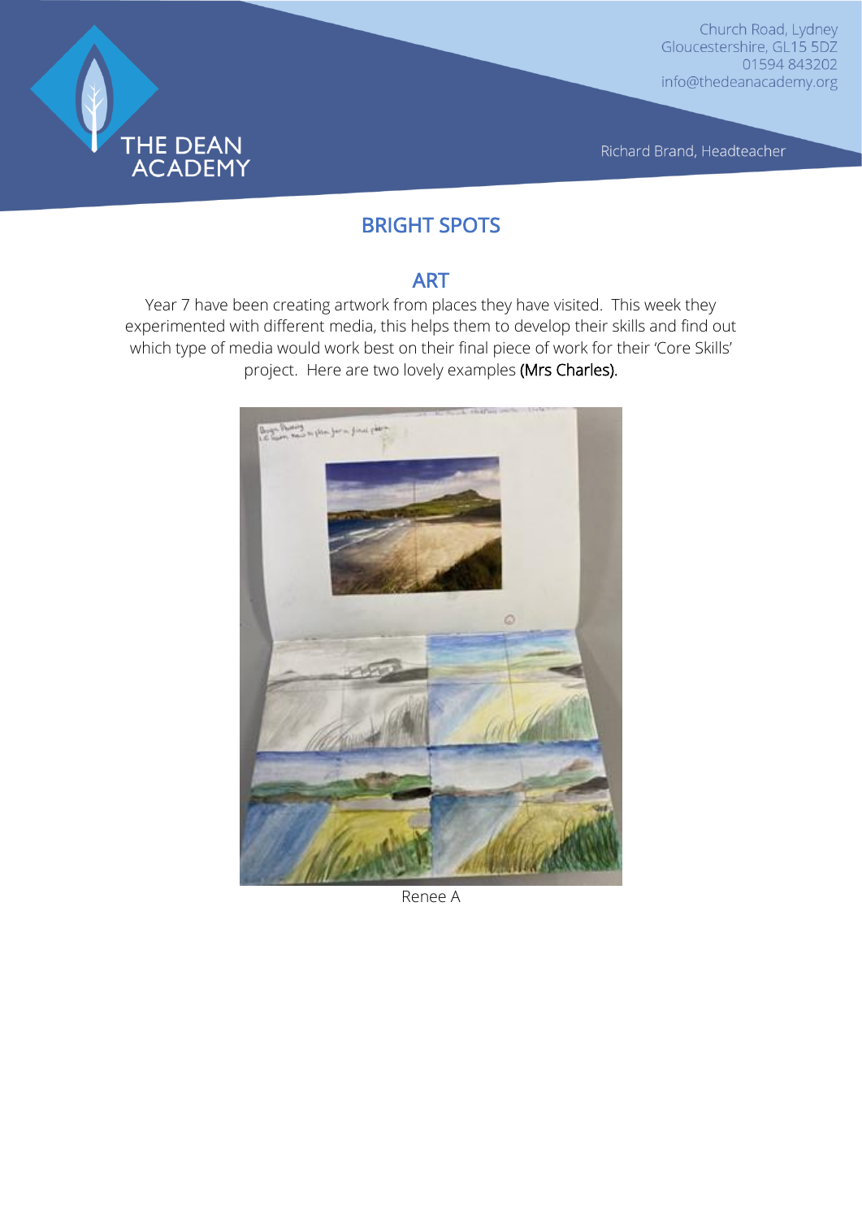# BRIGHT SPOTS

## ART

Year 7 have been creating artwork from places they have visited. This week they experimented with different media, this helps them to develop their skills and find out which type of media would work best on their final piece of work for their 'Core Skills' project. Here are two lovely examples (Mrs Charles).

Renee A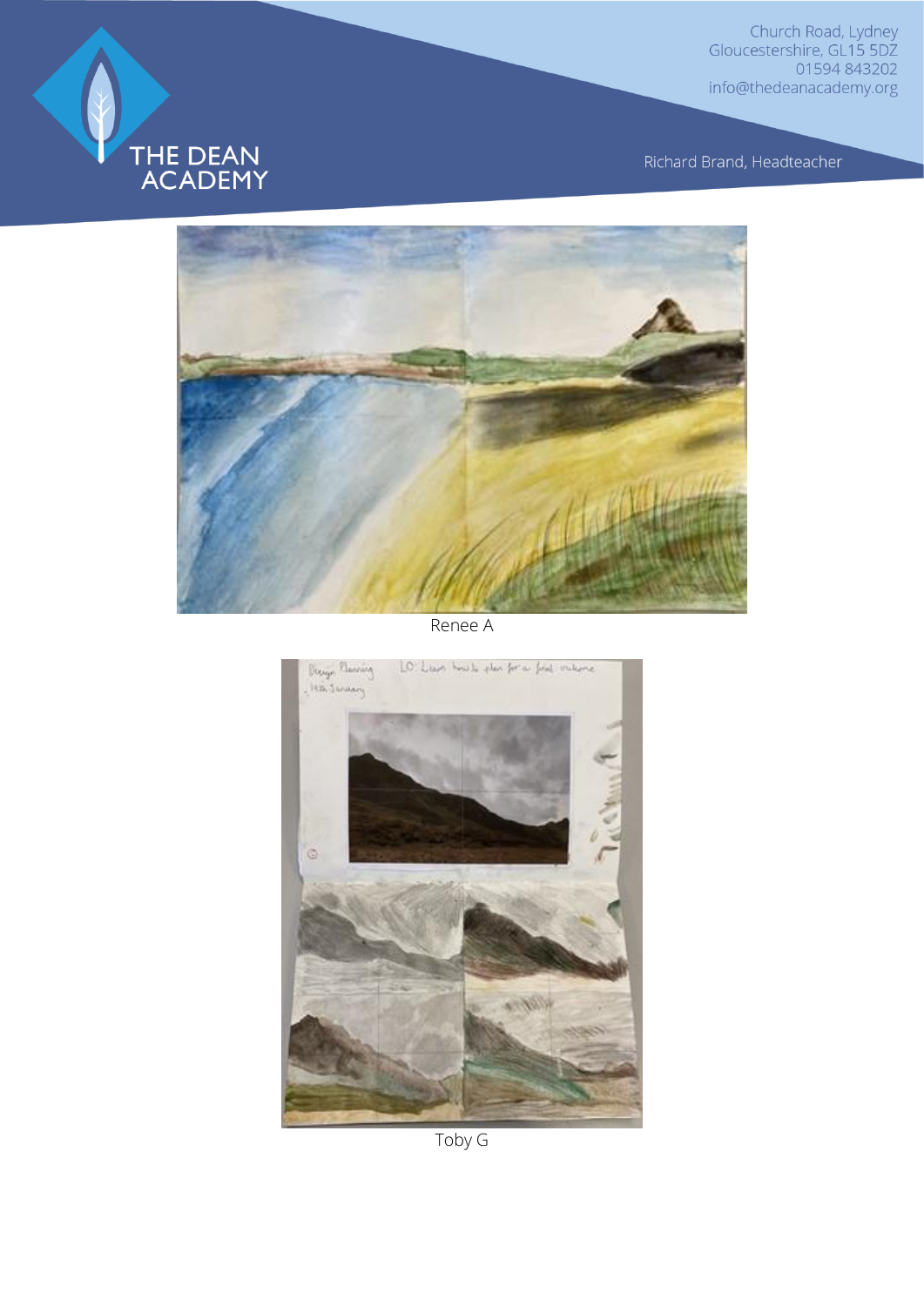Renee A

Toby G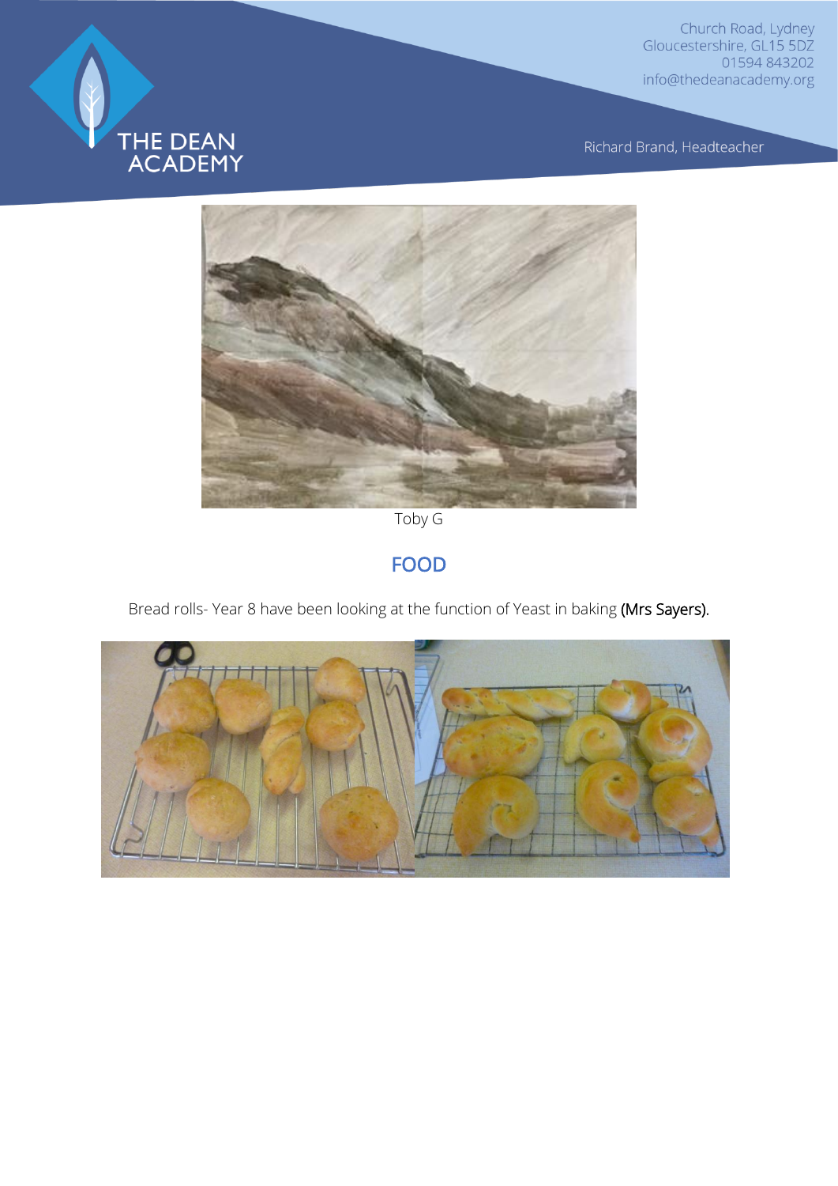Toby G

## FOOD

Bread rolls- Year 8 have been looking at the function of Yeast in baking **(Mrs Sayers).**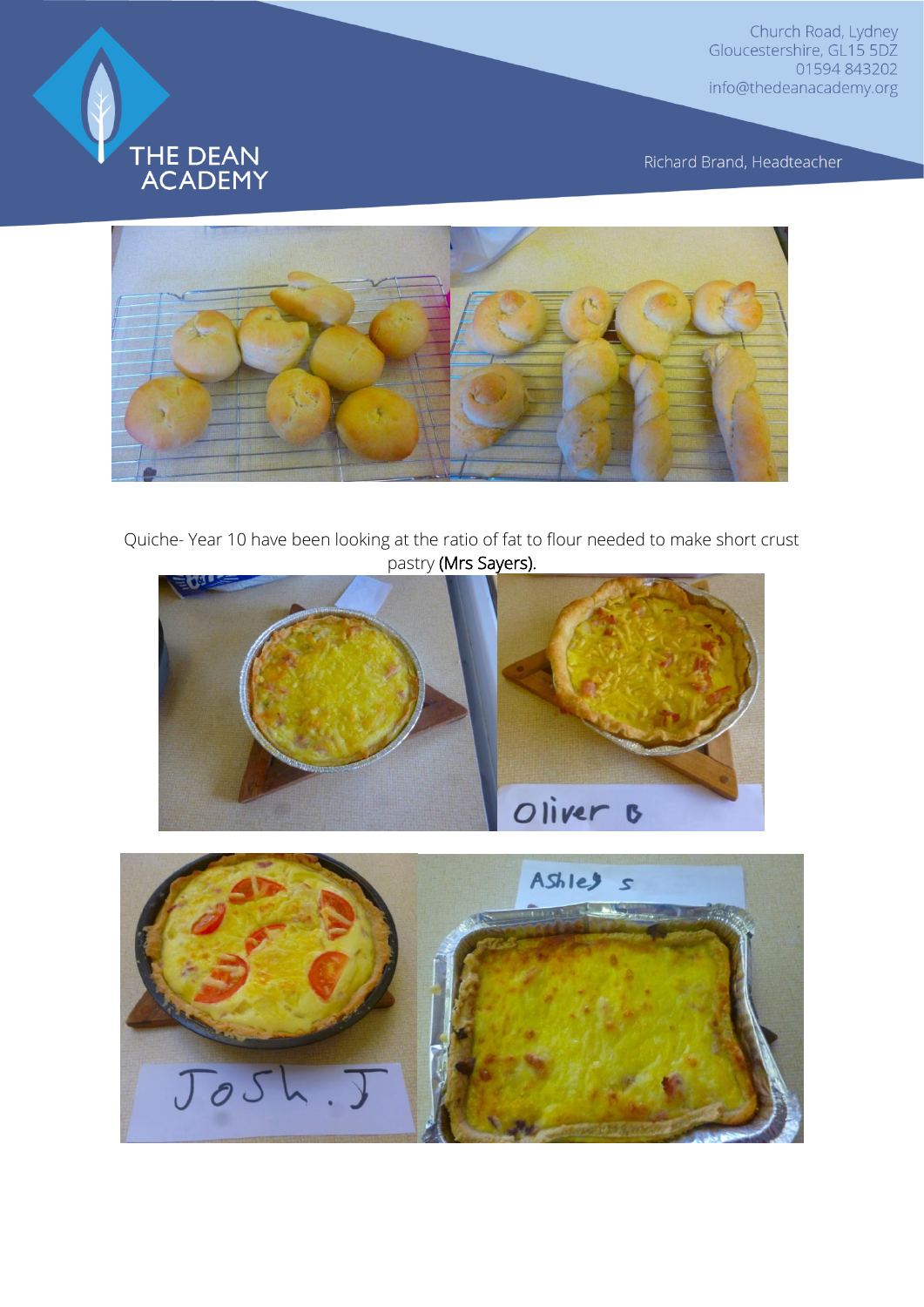Quiche- Year 10 have been looking at the ratio of fat to flour needed to make short crust pastry **(Mrs Sayers).**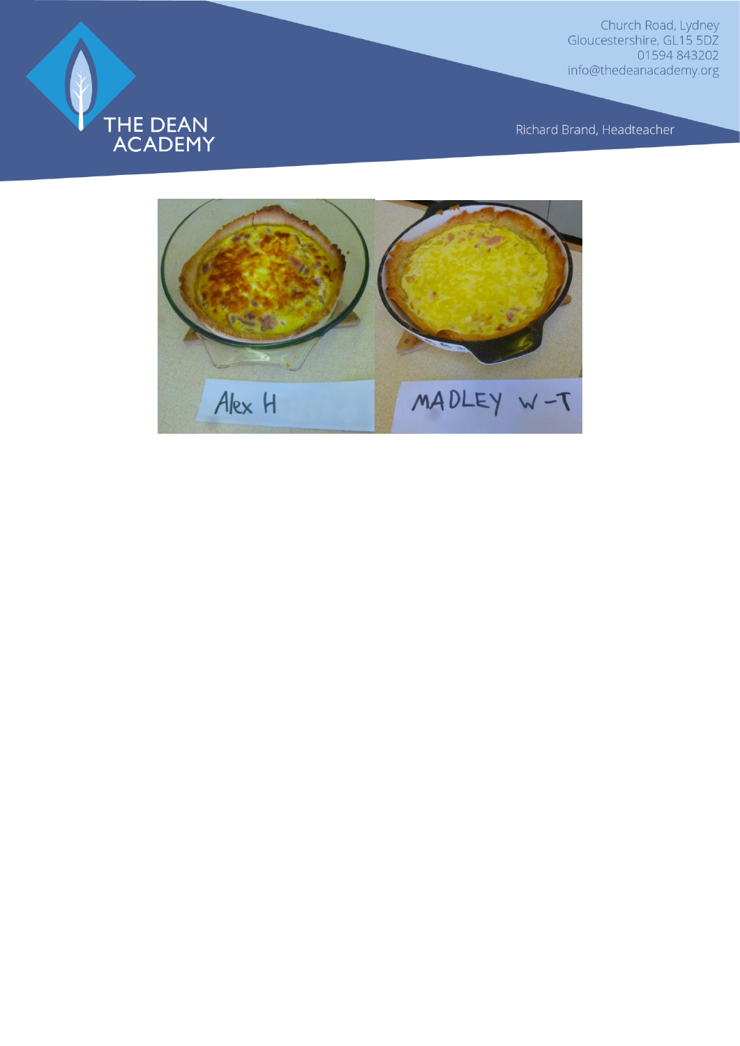Alex H

MADLEY W-T